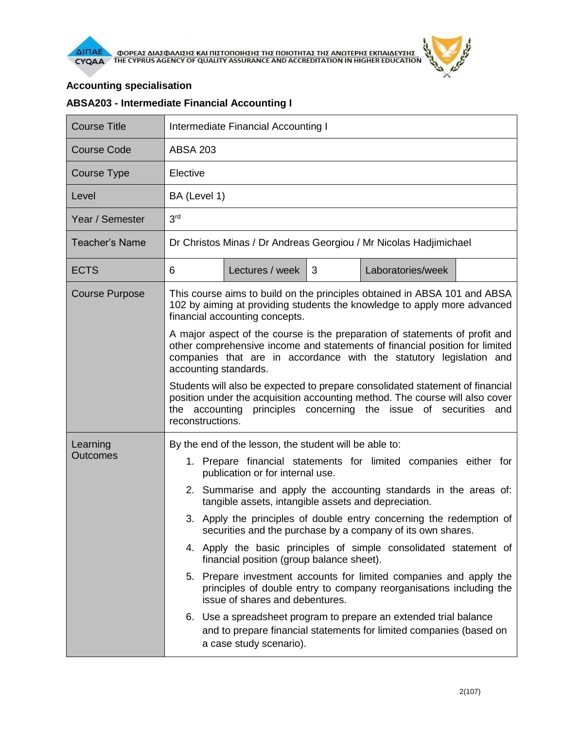**Accounting specialisation**

**ABSA203 - Intermediate Financial Accounting I**

| Course Title | Intermediate Financial Accounting I | | | | |
|---|---|---|---|---|---|
| Course Code | ABSA 203 | | | | |
| Course Type | Elective | | | | |
| Level | BA (Level 1) | | | | |
| Year / Semester | 3rd | | | | |
| Teacher's Name | Dr Christos Minas / Dr Andreas Georgiou / Mr Nicolas Hadjimichael | | | | |
| ECTS | 6 | Lectures / week | 3 | Laboratories/week | |
| Course Purpose | This course aims to build on the principles obtained in ABSA 101 and ABSA 102 by aiming at providing students the knowledge to apply more advanced financial accounting concepts.<br><br>A major aspect of the course is the preparation of statements of profit and other comprehensive income and statements of financial position for limited companies that are in accordance with the statutory legislation and accounting standards.<br><br>Students will also be expected to prepare consolidated statement of financial position under the acquisition accounting method. The course will also cover the accounting principles concerning the issue of securities and reconstructions. | | | | |
| Learning Outcomes | By the end of the lesson, the student will be able to:<br>1. Prepare financial statements for limited companies either for publication or for internal use.<br>2. Summarise and apply the accounting standards in the areas of: tangible assets, intangible assets and depreciation.<br>3. Apply the principles of double entry concerning the redemption of securities and the purchase by a company of its own shares.<br>4. Apply the basic principles of simple consolidated statement of financial position (group balance sheet).<br>5. Prepare investment accounts for limited companies and apply the principles of double entry to company reorganisations including the issue of shares and debentures.<br>6. Use a spreadsheet program to prepare an extended trial balance and to prepare financial statements for limited companies (based on a case study scenario). | | | | |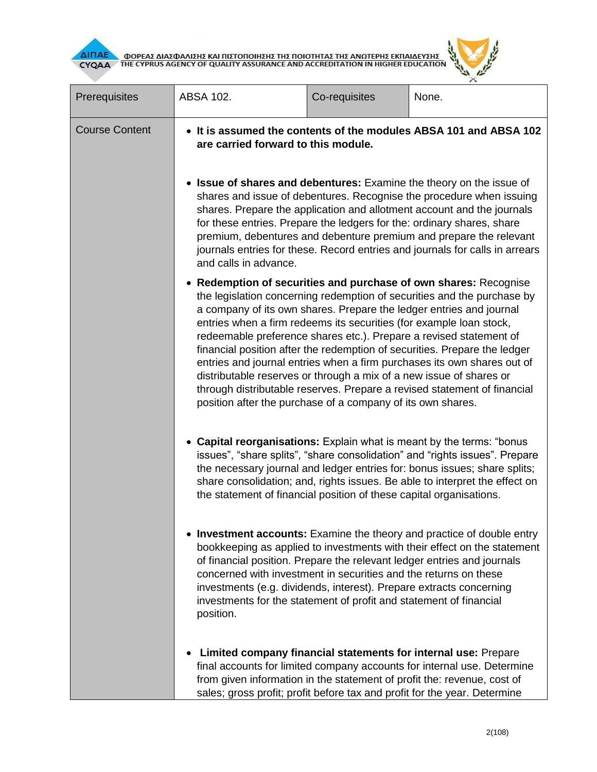| Prerequisites | ABSA 102. | Co-requisites | None. |
|---|---|---|---|
| Course Content | • **It is assumed the contents of the modules ABSA 101 and ABSA 102 are carried forward to this module.**<br><br>• **Issue of shares and debentures:** Examine the theory on the issue of shares and issue of debentures. Recognise the procedure when issuing shares. Prepare the application and allotment account and the journals for these entries. Prepare the ledgers for the: ordinary shares, share premium, debentures and debenture premium and prepare the relevant journals entries for these. Record entries and journals for calls in arrears and calls in advance.<br><br>• **Redemption of securities and purchase of own shares:** Recognise the legislation concerning redemption of securities and the purchase by a company of its own shares. Prepare the ledger entries and journal entries when a firm redeems its securities (for example loan stock, redeemable preference shares etc.). Prepare a revised statement of financial position after the redemption of securities. Prepare the ledger entries and journal entries when a firm purchases its own shares out of distributable reserves or through a mix of a new issue of shares or through distributable reserves. Prepare a revised statement of financial position after the purchase of a company of its own shares.<br><br>• **Capital reorganisations:** Explain what is meant by the terms: "bonus issues", "share splits", "share consolidation" and "rights issues". Prepare the necessary journal and ledger entries for: bonus issues; share splits; share consolidation; and, rights issues. Be able to interpret the effect on the statement of financial position of these capital organisations.<br><br>• **Investment accounts:** Examine the theory and practice of double entry bookkeeping as applied to investments with their effect on the statement of financial position. Prepare the relevant ledger entries and journals concerned with investment in securities and the returns on these investments (e.g. dividends, interest). Prepare extracts concerning investments for the statement of profit and statement of financial position.<br><br>• **Limited company financial statements for internal use:** Prepare final accounts for limited company accounts for internal use. Determine from given information in the statement of profit the: revenue, cost of sales; gross profit; profit before tax and profit for the year. Determine | | |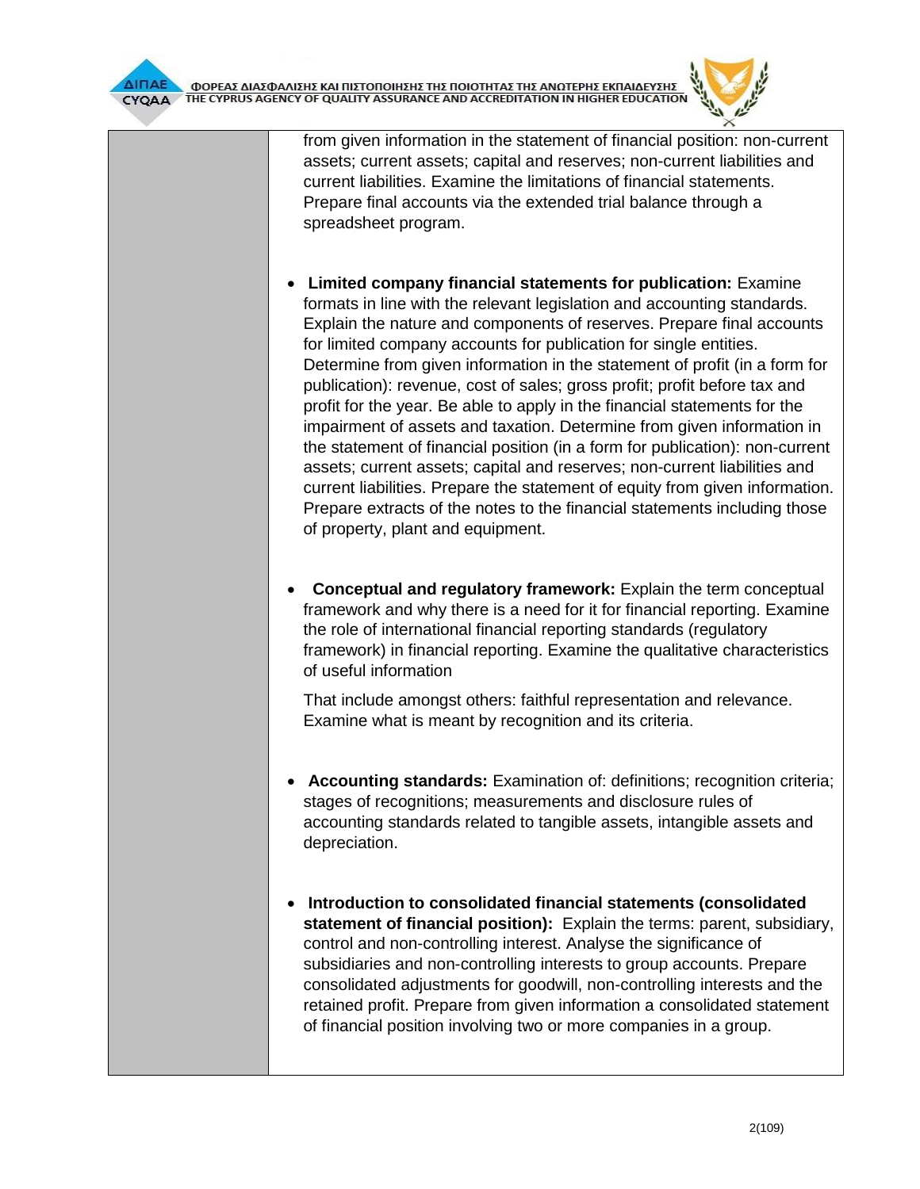| | |
|---|---|
| | from given information in the statement of financial position: non-current assets; current assets; capital and reserves; non-current liabilities and current liabilities. Examine the limitations of financial statements. Prepare final accounts via the extended trial balance through a spreadsheet program.<br><br>• **Limited company financial statements for publication:** Examine formats in line with the relevant legislation and accounting standards. Explain the nature and components of reserves. Prepare final accounts for limited company accounts for publication for single entities. Determine from given information in the statement of profit (in a form for publication): revenue, cost of sales; gross profit; profit before tax and profit for the year. Be able to apply in the financial statements for the impairment of assets and taxation. Determine from given information in the statement of financial position (in a form for publication): non-current assets; current assets; capital and reserves; non-current liabilities and current liabilities. Prepare the statement of equity from given information. Prepare extracts of the notes to the financial statements including those of property, plant and equipment.<br><br>• **Conceptual and regulatory framework:** Explain the term conceptual framework and why there is a need for it for financial reporting. Examine the role of international financial reporting standards (regulatory framework) in financial reporting. Examine the qualitative characteristics of useful information<br><br>That include amongst others: faithful representation and relevance. Examine what is meant by recognition and its criteria.<br><br>• **Accounting standards:** Examination of: definitions; recognition criteria; stages of recognitions; measurements and disclosure rules of accounting standards related to tangible assets, intangible assets and depreciation.<br><br>• **Introduction to consolidated financial statements (consolidated statement of financial position):** Explain the terms: parent, subsidiary, control and non-controlling interest. Analyse the significance of subsidiaries and non-controlling interests to group accounts. Prepare consolidated adjustments for goodwill, non-controlling interests and the retained profit. Prepare from given information a consolidated statement of financial position involving two or more companies in a group. |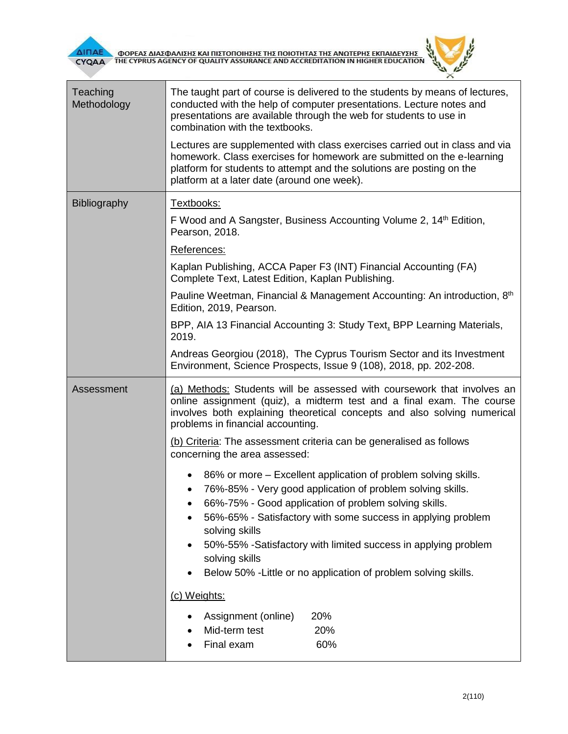| | |
|---|---|
| Teaching Methodology | The taught part of course is delivered to the students by means of lectures, conducted with the help of computer presentations. Lecture notes and presentations are available through the web for students to use in combination with the textbooks.<br><br>Lectures are supplemented with class exercises carried out in class and via homework. Class exercises for homework are submitted on the e-learning platform for students to attempt and the solutions are posting on the platform at a later date (around one week). |
| Bibliography | <u>Textbooks:</u><br><br>F Wood and A Sangster, Business Accounting Volume 2, 14th Edition, Pearson, 2018.<br><br><u>References:</u><br><br>Kaplan Publishing, ACCA Paper F3 (INT) Financial Accounting (FA) Complete Text, Latest Edition, Kaplan Publishing.<br><br>Pauline Weetman, Financial & Management Accounting: An introduction, 8th Edition, 2019, Pearson.<br><br>BPP, AIA 13 Financial Accounting 3: Study Text, BPP Learning Materials, 2019.<br><br>Andreas Georgiou (2018), The Cyprus Tourism Sector and its Investment Environment, Science Prospects, Issue 9 (108), 2018, pp. 202-208. |
| Assessment | <u>(a) Methods:</u> Students will be assessed with coursework that involves an online assignment (quiz), a midterm test and a final exam. The course involves both explaining theoretical concepts and also solving numerical problems in financial accounting.<br><br><u>(b) Criteria</u>: The assessment criteria can be generalised as follows concerning the area assessed:<br><br>• 86% or more – Excellent application of problem solving skills.<br>• 76%-85% - Very good application of problem solving skills.<br>• 66%-75% - Good application of problem solving skills.<br>• 56%-65% - Satisfactory with some success in applying problem solving skills<br>• 50%-55% -Satisfactory with limited success in applying problem solving skills<br>• Below 50% -Little or no application of problem solving skills.<br><br><u>(c) Weights:</u><br><br>• Assignment (online) 20%<br>• Mid-term test 20%<br>• Final exam 60% |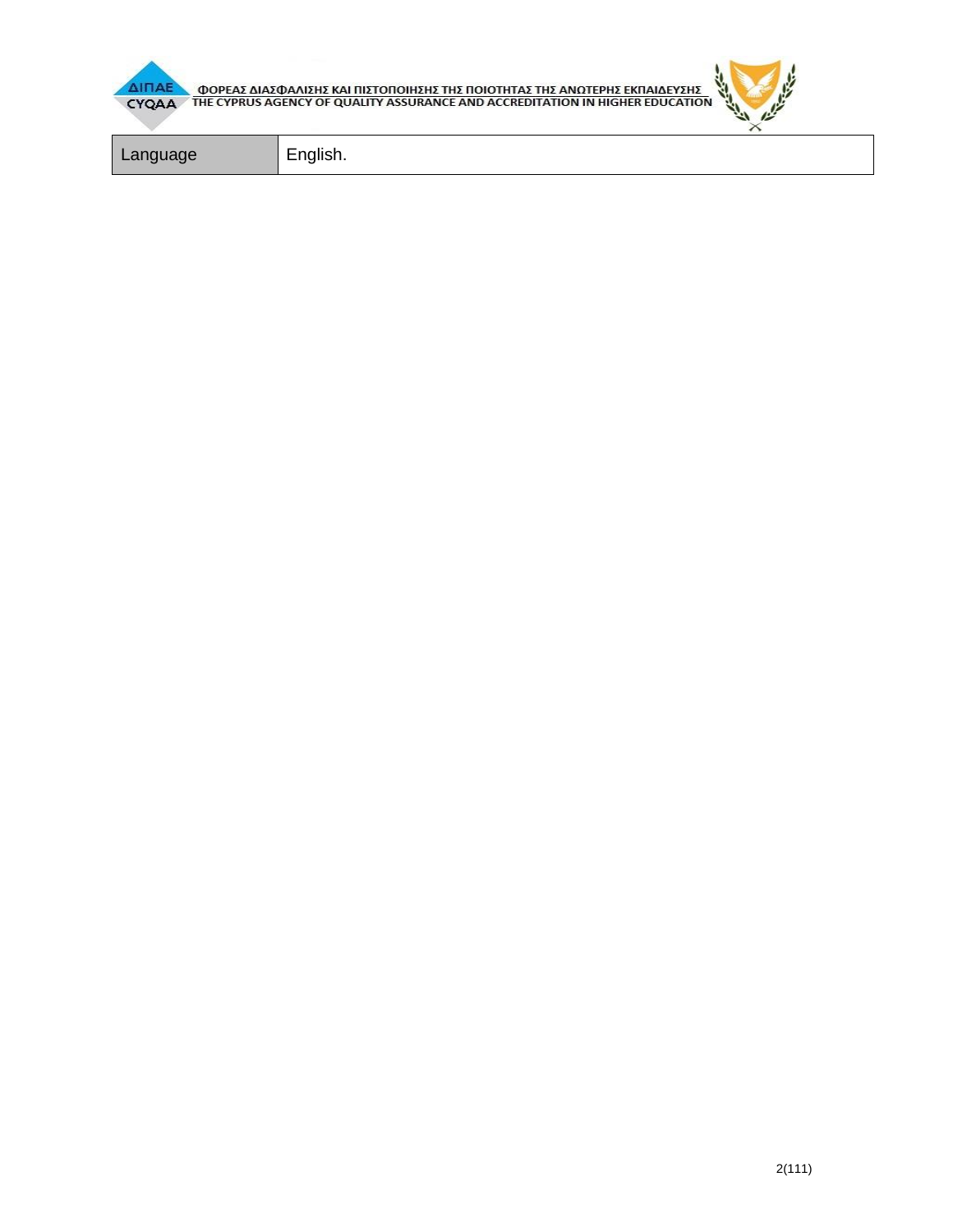| | |
|---|---|
| Language | English. |